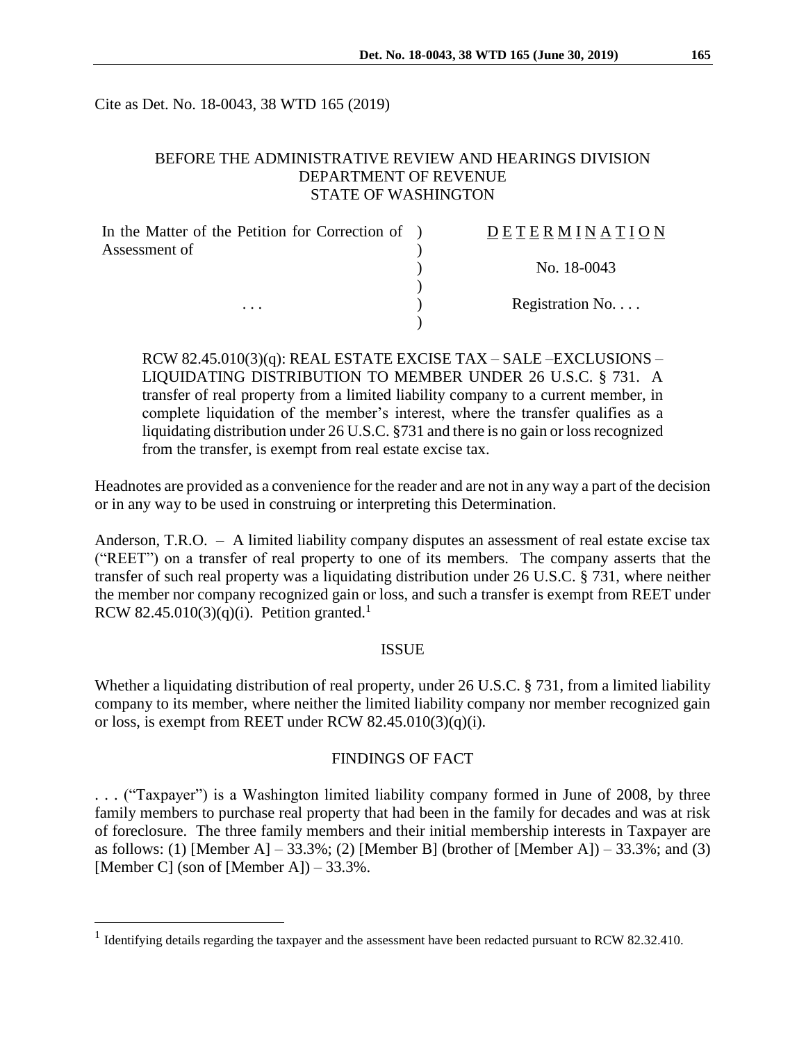Cite as Det. No. 18-0043, 38 WTD 165 (2019)

BEFORE THE ADMINISTRATIVE REVIEW AND HEARINGS DIVISION
DEPARTMENT OF REVENUE
STATE OF WASHINGTON

| | | |
|---|---|---|
| In the Matter of the Petition for Correction of Assessment of | ) | D E T E R M I N A T I O N |
| | ) | No. 18-0043 |
| . . . | ) | Registration No. . . . |

RCW 82.45.010(3)(q): REAL ESTATE EXCISE TAX – SALE –EXCLUSIONS – LIQUIDATING DISTRIBUTION TO MEMBER UNDER 26 U.S.C. § 731. A transfer of real property from a limited liability company to a current member, in complete liquidation of the member's interest, where the transfer qualifies as a liquidating distribution under 26 U.S.C. §731 and there is no gain or loss recognized from the transfer, is exempt from real estate excise tax.

Headnotes are provided as a convenience for the reader and are not in any way a part of the decision or in any way to be used in construing or interpreting this Determination.

Anderson, T.R.O. – A limited liability company disputes an assessment of real estate excise tax ("REET") on a transfer of real property to one of its members. The company asserts that the transfer of such real property was a liquidating distribution under 26 U.S.C. § 731, where neither the member nor company recognized gain or loss, and such a transfer is exempt from REET under RCW 82.45.010(3)(q)(i). Petition granted.[1]

## ISSUE

Whether a liquidating distribution of real property, under 26 U.S.C. § 731, from a limited liability company to its member, where neither the limited liability company nor member recognized gain or loss, is exempt from REET under RCW 82.45.010(3)(q)(i).

## FINDINGS OF FACT

. . . ("Taxpayer") is a Washington limited liability company formed in June of 2008, by three family members to purchase real property that had been in the family for decades and was at risk of foreclosure. The three family members and their initial membership interests in Taxpayer are as follows: (1) [Member A] – 33.3%; (2) [Member B] (brother of [Member A]) – 33.3%; and (3) [Member C] (son of [Member A]) – 33.3%.

[1] Identifying details regarding the taxpayer and the assessment have been redacted pursuant to RCW 82.32.410.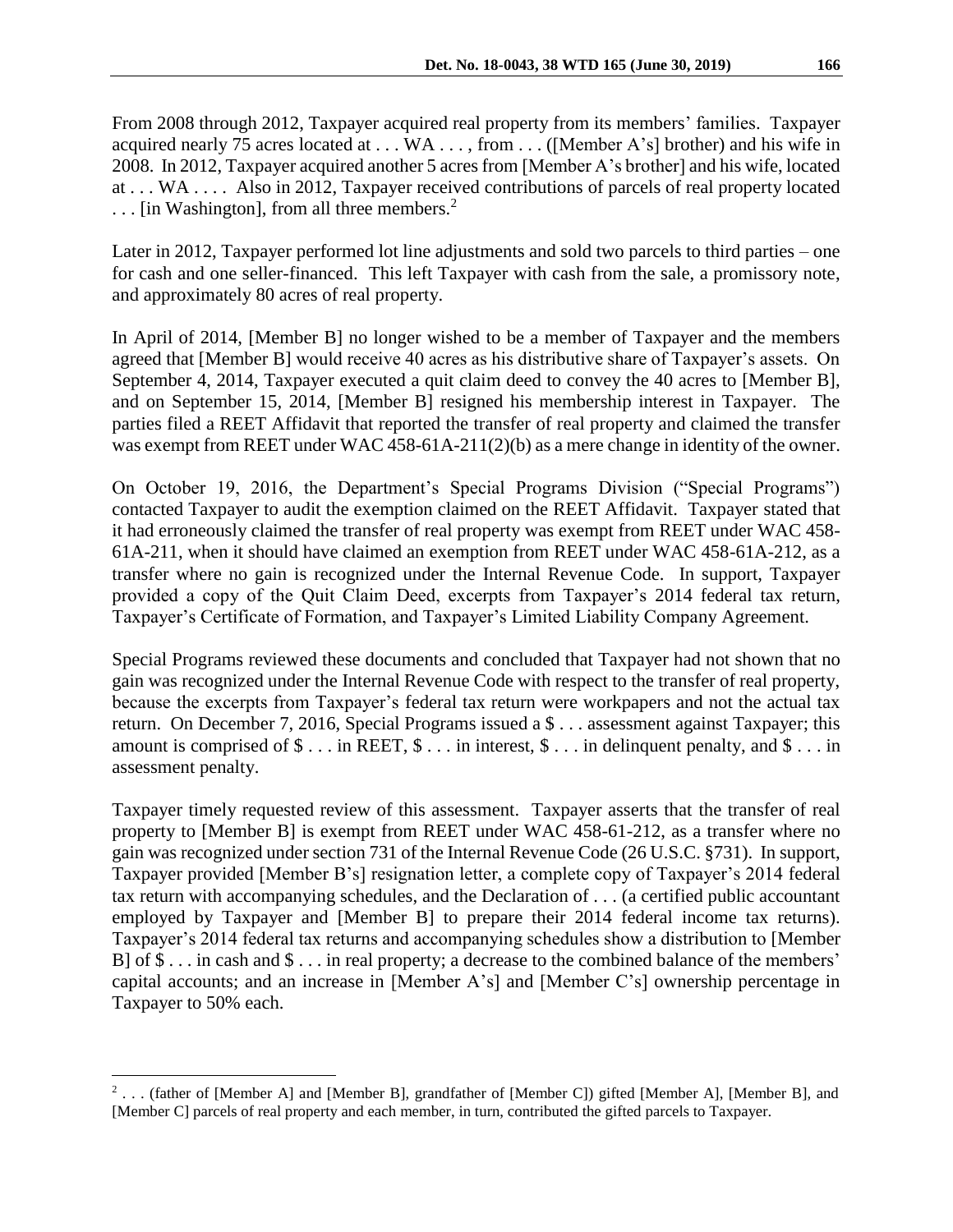From 2008 through 2012, Taxpayer acquired real property from its members' families. Taxpayer acquired nearly 75 acres located at . . . WA . . . , from . . . ([Member A's] brother) and his wife in 2008. In 2012, Taxpayer acquired another 5 acres from [Member A's brother] and his wife, located at . . . WA . . . . Also in 2012, Taxpayer received contributions of parcels of real property located . . . [in Washington], from all three members.[2]

Later in 2012, Taxpayer performed lot line adjustments and sold two parcels to third parties – one for cash and one seller-financed. This left Taxpayer with cash from the sale, a promissory note, and approximately 80 acres of real property.

In April of 2014, [Member B] no longer wished to be a member of Taxpayer and the members agreed that [Member B] would receive 40 acres as his distributive share of Taxpayer's assets. On September 4, 2014, Taxpayer executed a quit claim deed to convey the 40 acres to [Member B], and on September 15, 2014, [Member B] resigned his membership interest in Taxpayer. The parties filed a REET Affidavit that reported the transfer of real property and claimed the transfer was exempt from REET under WAC 458-61A-211(2)(b) as a mere change in identity of the owner.

On October 19, 2016, the Department's Special Programs Division ("Special Programs") contacted Taxpayer to audit the exemption claimed on the REET Affidavit. Taxpayer stated that it had erroneously claimed the transfer of real property was exempt from REET under WAC 458-61A-211, when it should have claimed an exemption from REET under WAC 458-61A-212, as a transfer where no gain is recognized under the Internal Revenue Code. In support, Taxpayer provided a copy of the Quit Claim Deed, excerpts from Taxpayer's 2014 federal tax return, Taxpayer's Certificate of Formation, and Taxpayer's Limited Liability Company Agreement.

Special Programs reviewed these documents and concluded that Taxpayer had not shown that no gain was recognized under the Internal Revenue Code with respect to the transfer of real property, because the excerpts from Taxpayer's federal tax return were workpapers and not the actual tax return. On December 7, 2016, Special Programs issued a $ . . . assessment against Taxpayer; this amount is comprised of $ . . . in REET, $ . . . in interest, $ . . . in delinquent penalty, and $ . . . in assessment penalty.

Taxpayer timely requested review of this assessment. Taxpayer asserts that the transfer of real property to [Member B] is exempt from REET under WAC 458-61-212, as a transfer where no gain was recognized under section 731 of the Internal Revenue Code (26 U.S.C. §731). In support, Taxpayer provided [Member B's] resignation letter, a complete copy of Taxpayer's 2014 federal tax return with accompanying schedules, and the Declaration of . . . (a certified public accountant employed by Taxpayer and [Member B] to prepare their 2014 federal income tax returns). Taxpayer's 2014 federal tax returns and accompanying schedules show a distribution to [Member B] of $ . . . in cash and $ . . . in real property; a decrease to the combined balance of the members' capital accounts; and an increase in [Member A's] and [Member C's] ownership percentage in Taxpayer to 50% each.

---

[2] . . . (father of [Member A] and [Member B], grandfather of [Member C]) gifted [Member A], [Member B], and [Member C] parcels of real property and each member, in turn, contributed the gifted parcels to Taxpayer.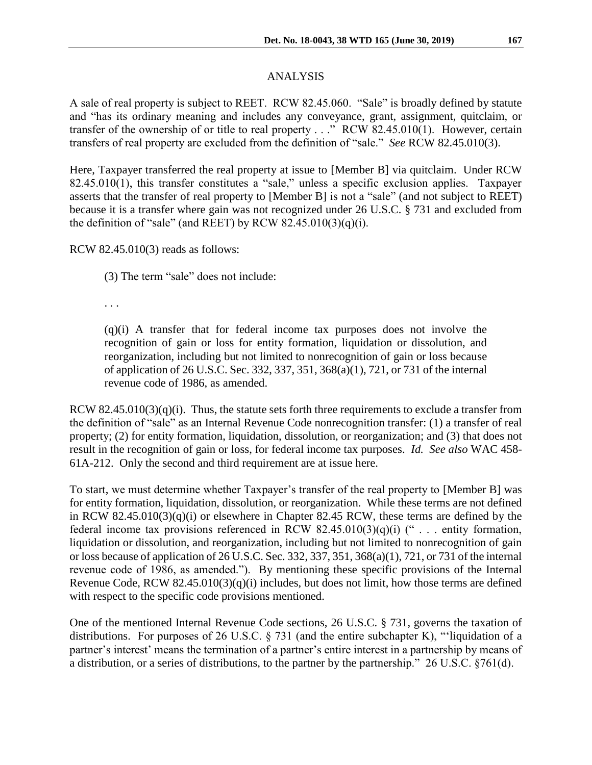## ANALYSIS

A sale of real property is subject to REET. RCW 82.45.060. "Sale" is broadly defined by statute and "has its ordinary meaning and includes any conveyance, grant, assignment, quitclaim, or transfer of the ownership of or title to real property . . ." RCW 82.45.010(1). However, certain transfers of real property are excluded from the definition of "sale." *See* RCW 82.45.010(3).

Here, Taxpayer transferred the real property at issue to [Member B] via quitclaim. Under RCW 82.45.010(1), this transfer constitutes a "sale," unless a specific exclusion applies. Taxpayer asserts that the transfer of real property to [Member B] is not a "sale" (and not subject to REET) because it is a transfer where gain was not recognized under 26 U.S.C. § 731 and excluded from the definition of "sale" (and REET) by RCW 82.45.010(3)(q)(i).

RCW 82.45.010(3) reads as follows:

> (3) The term "sale" does not include:
>
> . . .
>
> (q)(i) A transfer that for federal income tax purposes does not involve the recognition of gain or loss for entity formation, liquidation or dissolution, and reorganization, including but not limited to nonrecognition of gain or loss because of application of 26 U.S.C. Sec. 332, 337, 351, 368(a)(1), 721, or 731 of the internal revenue code of 1986, as amended.

RCW 82.45.010(3)(q)(i). Thus, the statute sets forth three requirements to exclude a transfer from the definition of "sale" as an Internal Revenue Code nonrecognition transfer: (1) a transfer of real property; (2) for entity formation, liquidation, dissolution, or reorganization; and (3) that does not result in the recognition of gain or loss, for federal income tax purposes. *Id. See also* WAC 458-61A-212. Only the second and third requirement are at issue here.

To start, we must determine whether Taxpayer's transfer of the real property to [Member B] was for entity formation, liquidation, dissolution, or reorganization. While these terms are not defined in RCW 82.45.010(3)(q)(i) or elsewhere in Chapter 82.45 RCW, these terms are defined by the federal income tax provisions referenced in RCW 82.45.010(3)(q)(i) (" . . . entity formation, liquidation or dissolution, and reorganization, including but not limited to nonrecognition of gain or loss because of application of 26 U.S.C. Sec. 332, 337, 351, 368(a)(1), 721, or 731 of the internal revenue code of 1986, as amended."). By mentioning these specific provisions of the Internal Revenue Code, RCW 82.45.010(3)(q)(i) includes, but does not limit, how those terms are defined with respect to the specific code provisions mentioned.

One of the mentioned Internal Revenue Code sections, 26 U.S.C. § 731, governs the taxation of distributions. For purposes of 26 U.S.C. § 731 (and the entire subchapter K), "'liquidation of a partner's interest' means the termination of a partner's entire interest in a partnership by means of a distribution, or a series of distributions, to the partner by the partnership." 26 U.S.C. §761(d).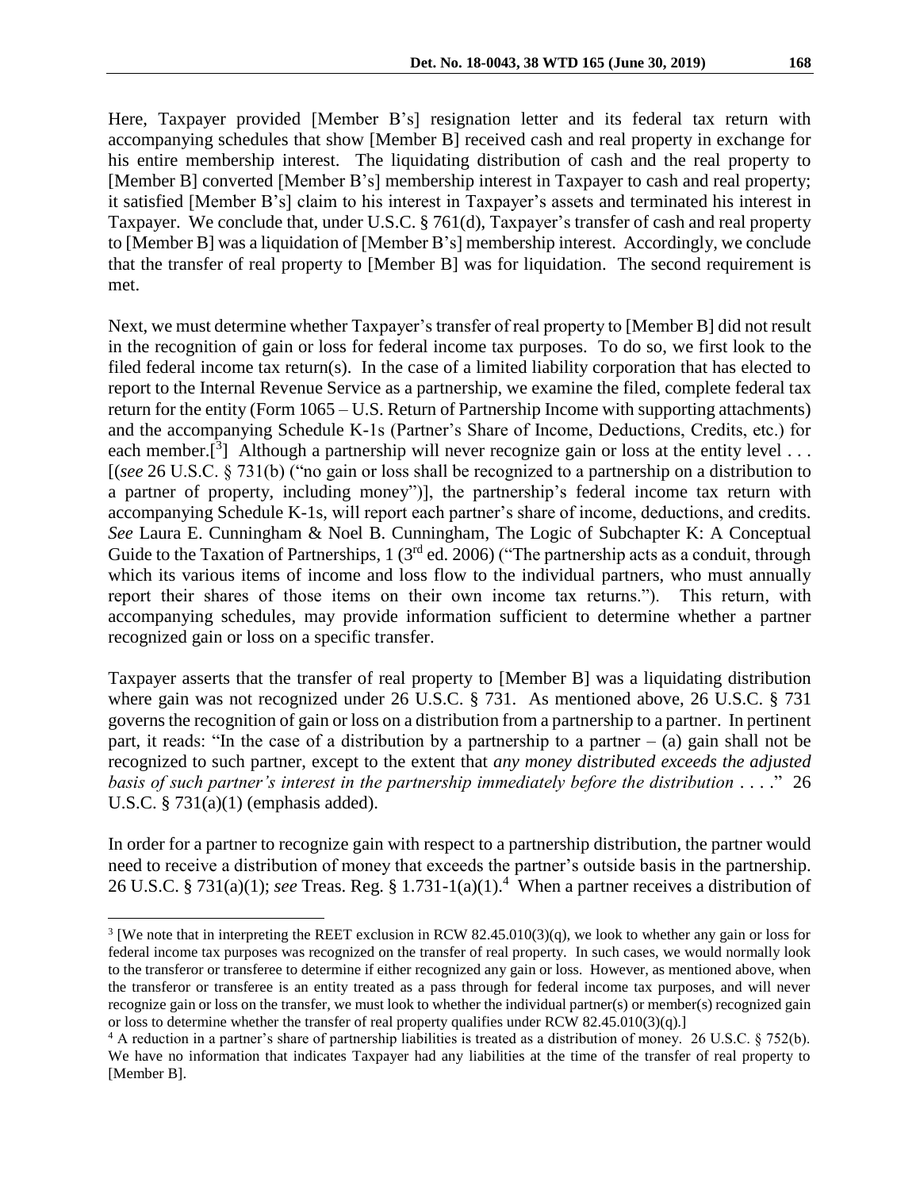Here, Taxpayer provided [Member B's] resignation letter and its federal tax return with accompanying schedules that show [Member B] received cash and real property in exchange for his entire membership interest. The liquidating distribution of cash and the real property to [Member B] converted [Member B's] membership interest in Taxpayer to cash and real property; it satisfied [Member B's] claim to his interest in Taxpayer's assets and terminated his interest in Taxpayer. We conclude that, under U.S.C. § 761(d), Taxpayer's transfer of cash and real property to [Member B] was a liquidation of [Member B's] membership interest. Accordingly, we conclude that the transfer of real property to [Member B] was for liquidation. The second requirement is met.

Next, we must determine whether Taxpayer's transfer of real property to [Member B] did not result in the recognition of gain or loss for federal income tax purposes. To do so, we first look to the filed federal income tax return(s). In the case of a limited liability corporation that has elected to report to the Internal Revenue Service as a partnership, we examine the filed, complete federal tax return for the entity (Form 1065 – U.S. Return of Partnership Income with supporting attachments) and the accompanying Schedule K-1s (Partner's Share of Income, Deductions, Credits, etc.) for each member.[[3]] Although a partnership will never recognize gain or loss at the entity level . . . [(*see* 26 U.S.C. § 731(b) ("no gain or loss shall be recognized to a partnership on a distribution to a partner of property, including money")], the partnership's federal income tax return with accompanying Schedule K-1s, will report each partner's share of income, deductions, and credits. *See* Laura E. Cunningham & Noel B. Cunningham, The Logic of Subchapter K: A Conceptual Guide to the Taxation of Partnerships, 1 (3rd ed. 2006) ("The partnership acts as a conduit, through which its various items of income and loss flow to the individual partners, who must annually report their shares of those items on their own income tax returns."). This return, with accompanying schedules, may provide information sufficient to determine whether a partner recognized gain or loss on a specific transfer.

Taxpayer asserts that the transfer of real property to [Member B] was a liquidating distribution where gain was not recognized under 26 U.S.C. § 731. As mentioned above, 26 U.S.C. § 731 governs the recognition of gain or loss on a distribution from a partnership to a partner. In pertinent part, it reads: "In the case of a distribution by a partnership to a partner – (a) gain shall not be recognized to such partner, except to the extent that *any money distributed exceeds the adjusted basis of such partner's interest in the partnership immediately before the distribution* . . . ." 26 U.S.C. § 731(a)(1) (emphasis added).

In order for a partner to recognize gain with respect to a partnership distribution, the partner would need to receive a distribution of money that exceeds the partner's outside basis in the partnership. 26 U.S.C. § 731(a)(1); *see* Treas. Reg. § 1.731-1(a)(1).[4] When a partner receives a distribution of

---

[3] [We note that in interpreting the REET exclusion in RCW 82.45.010(3)(q), we look to whether any gain or loss for federal income tax purposes was recognized on the transfer of real property. In such cases, we would normally look to the transferor or transferee to determine if either recognized any gain or loss. However, as mentioned above, when the transferor or transferee is an entity treated as a pass through for federal income tax purposes, and will never recognize gain or loss on the transfer, we must look to whether the individual partner(s) or member(s) recognized gain or loss to determine whether the transfer of real property qualifies under RCW 82.45.010(3)(q).]

[4] A reduction in a partner's share of partnership liabilities is treated as a distribution of money. 26 U.S.C. § 752(b). We have no information that indicates Taxpayer had any liabilities at the time of the transfer of real property to [Member B].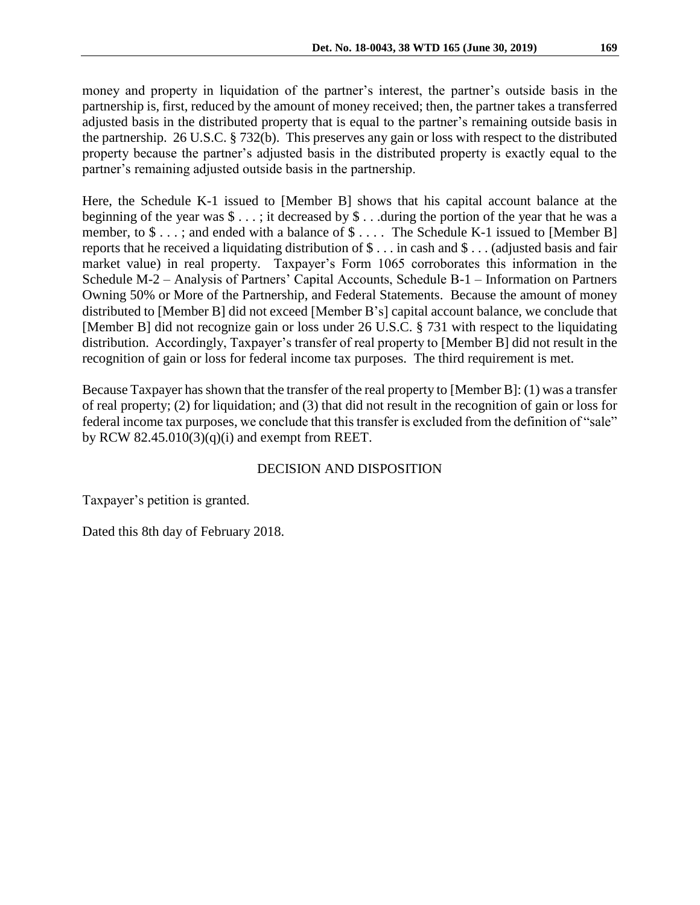money and property in liquidation of the partner's interest, the partner's outside basis in the partnership is, first, reduced by the amount of money received; then, the partner takes a transferred adjusted basis in the distributed property that is equal to the partner's remaining outside basis in the partnership. 26 U.S.C. § 732(b). This preserves any gain or loss with respect to the distributed property because the partner's adjusted basis in the distributed property is exactly equal to the partner's remaining adjusted outside basis in the partnership.

Here, the Schedule K-1 issued to [Member B] shows that his capital account balance at the beginning of the year was $ . . . ; it decreased by $ . . .during the portion of the year that he was a member, to $ . . . ; and ended with a balance of $ . . . . The Schedule K-1 issued to [Member B] reports that he received a liquidating distribution of $ . . . in cash and $ . . . (adjusted basis and fair market value) in real property. Taxpayer's Form 1065 corroborates this information in the Schedule M-2 – Analysis of Partners' Capital Accounts, Schedule B-1 – Information on Partners Owning 50% or More of the Partnership, and Federal Statements. Because the amount of money distributed to [Member B] did not exceed [Member B's] capital account balance, we conclude that [Member B] did not recognize gain or loss under 26 U.S.C. § 731 with respect to the liquidating distribution. Accordingly, Taxpayer's transfer of real property to [Member B] did not result in the recognition of gain or loss for federal income tax purposes. The third requirement is met.

Because Taxpayer has shown that the transfer of the real property to [Member B]: (1) was a transfer of real property; (2) for liquidation; and (3) that did not result in the recognition of gain or loss for federal income tax purposes, we conclude that this transfer is excluded from the definition of "sale" by RCW 82.45.010(3)(q)(i) and exempt from REET.

## DECISION AND DISPOSITION

Taxpayer's petition is granted.

Dated this 8th day of February 2018.